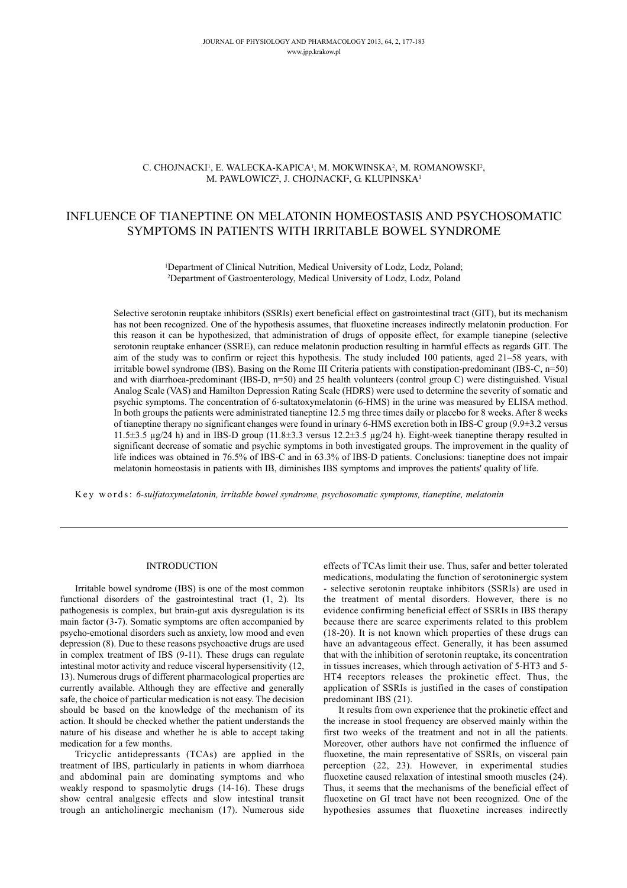C. CHOJNACKI[1], E. WALECKA-KAPICA[1], M. MOKWINSKA[2], M. ROMANOWSKI[2], M. PAWLOWICZ[2], J. CHOJNACKI[2], G. KLUPINSKA[1]

# INFLUENCE OF TIANEPTINE ON MELATONIN HOMEOSTASIS AND PSYCHOSOMATIC SYMPTOMS IN PATIENTS WITH IRRITABLE BOWEL SYNDROME

[1]Department of Clinical Nutrition, Medical University of Lodz, Lodz, Poland;
[2]Department of Gastroenterology, Medical University of Lodz, Lodz, Poland

Selective serotonin reuptake inhibitors (SSRIs) exert beneficial effect on gastrointestinal tract (GIT), but its mechanism has not been recognized. One of the hypothesis assumes, that fluoxetine increases indirectly melatonin production. For this reason it can be hypothesized, that administration of drugs of opposite effect, for example tianepine (selective serotonin reuptake enhancer (SSRE), can reduce melatonin production resulting in harmful effects as regards GIT. The aim of the study was to confirm or reject this hypothesis. The study included 100 patients, aged 21–58 years, with irritable bowel syndrome (IBS). Basing on the Rome III Criteria patients with constipation-predominant (IBS-C, n=50) and with diarrhoea-predominant (IBS-D, n=50) and 25 health volunteers (control group C) were distinguished. Visual Analog Scale (VAS) and Hamilton Depression Rating Scale (HDRS) were used to determine the severity of somatic and psychic symptoms. The concentration of 6-sultatoxymelatonin (6-HMS) in the urine was measured by ELISA method. In both groups the patients were administrated tianeptine 12.5 mg three times daily or placebo for 8 weeks. After 8 weeks of tianeptine therapy no significant changes were found in urinary 6-HMS excretion both in IBS-C group (9.9±3.2 versus 11.5±3.5 µg/24 h) and in IBS-D group (11.8±3.3 versus 12.2±3.5 µg/24 h). Eight-week tianeptine therapy resulted in significant decrease of somatic and psychic symptoms in both investigated groups. The improvement in the quality of life indices was obtained in 76.5% of IBS-C and in 63.3% of IBS-D patients. Conclusions: tianeptine does not impair melatonin homeostasis in patients with IB, diminishes IBS symptoms and improves the patients' quality of life.

Key words: *6-sulfatoxymelatonin, irritable bowel syndrome, psychosomatic symptoms, tianeptine, melatonin*

## INTRODUCTION

Irritable bowel syndrome (IBS) is one of the most common functional disorders of the gastrointestinal tract (1, 2). Its pathogenesis is complex, but brain-gut axis dysregulation is its main factor (3-7). Somatic symptoms are often accompanied by psycho-emotional disorders such as anxiety, low mood and even depression (8). Due to these reasons psychoactive drugs are used in complex treatment of IBS (9-11). These drugs can regulate intestinal motor activity and reduce visceral hypersensitivity (12, 13). Numerous drugs of different pharmacological properties are currently available. Although they are effective and generally safe, the choice of particular medication is not easy. The decision should be based on the knowledge of the mechanism of its action. It should be checked whether the patient understands the nature of his disease and whether he is able to accept taking medication for a few months.

Tricyclic antidepressants (TCAs) are applied in the treatment of IBS, particularly in patients in whom diarrhoea and abdominal pain are dominating symptoms and who weakly respond to spasmolytic drugs (14-16). These drugs show central analgesic effects and slow intestinal transit trough an anticholinergic mechanism (17). Numerous side effects of TCAs limit their use. Thus, safer and better tolerated medications, modulating the function of serotoninergic system - selective serotonin reuptake inhibitors (SSRIs) are used in the treatment of mental disorders. However, there is no evidence confirming beneficial effect of SSRIs in IBS therapy because there are scarce experiments related to this problem (18-20). It is not known which properties of these drugs can have an advantageous effect. Generally, it has been assumed that with the inhibition of serotonin reuptake, its concentration in tissues increases, which through activation of 5-HT3 and 5-HT4 receptors releases the prokinetic effect. Thus, the application of SSRIs is justified in the cases of constipation predominant IBS (21).

It results from own experience that the prokinetic effect and the increase in stool frequency are observed mainly within the first two weeks of the treatment and not in all the patients. Moreover, other authors have not confirmed the influence of fluoxetine, the main representative of SSRIs, on visceral pain perception (22, 23). However, in experimental studies fluoxetine caused relaxation of intestinal smooth muscles (24). Thus, it seems that the mechanisms of the beneficial effect of fluoxetine on GI tract have not been recognized. One of the hypothesies assumes that fluoxetine increases indirectly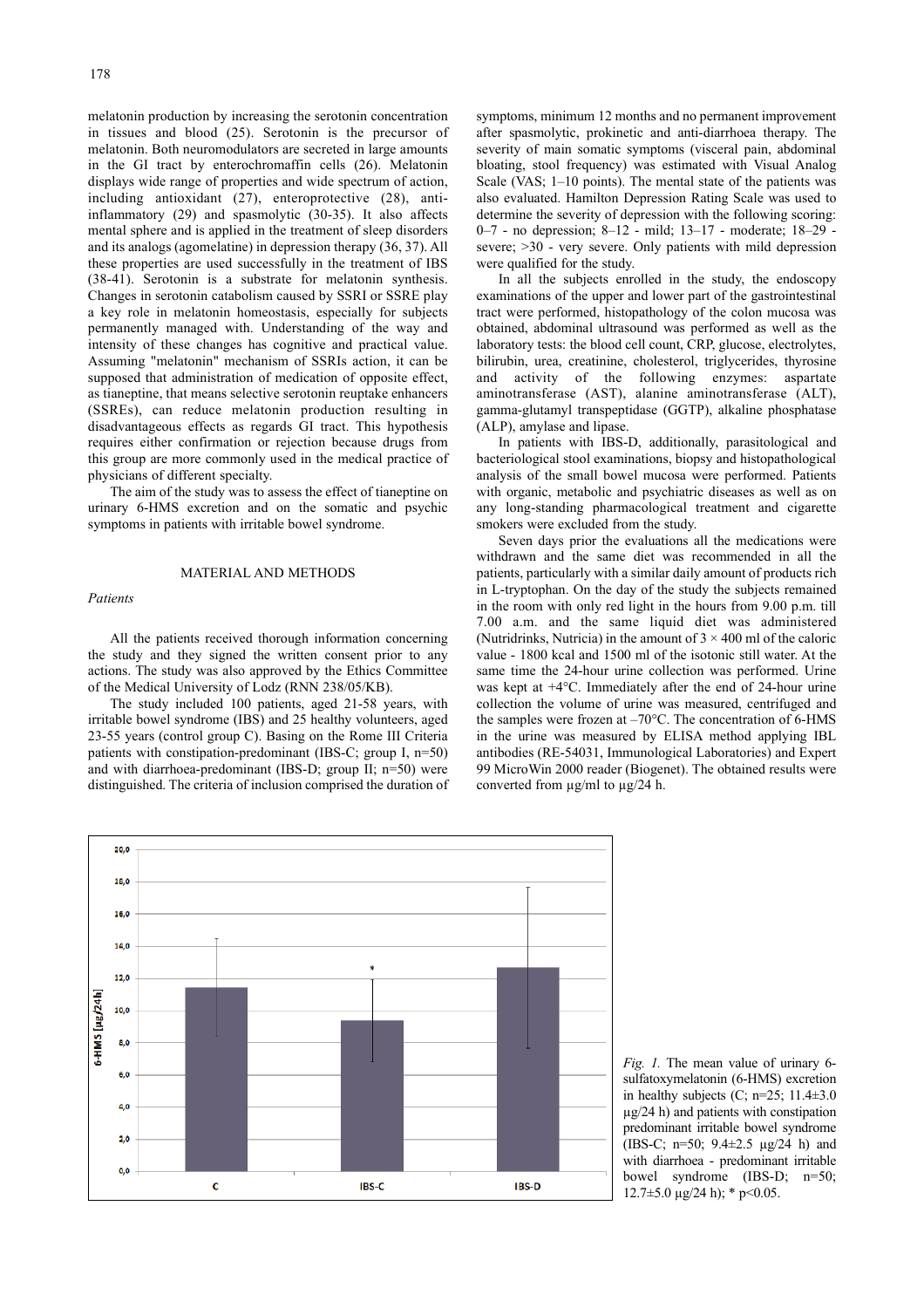melatonin production by increasing the serotonin concentration in tissues and blood (25). Serotonin is the precursor of melatonin. Both neuromodulators are secreted in large amounts in the GI tract by enterochromaffin cells (26). Melatonin displays wide range of properties and wide spectrum of action, including antioxidant (27), enteroprotective (28), anti-inflammatory (29) and spasmolytic (30-35). It also affects mental sphere and is applied in the treatment of sleep disorders and its analogs (agomelatine) in depression therapy (36, 37). All these properties are used successfully in the treatment of IBS (38-41). Serotonin is a substrate for melatonin synthesis. Changes in serotonin catabolism caused by SSRI or SSRE play a key role in melatonin homeostasis, especially for subjects permanently managed with. Understanding of the way and intensity of these changes has cognitive and practical value. Assuming "melatonin" mechanism of SSRIs action, it can be supposed that administration of medication of opposite effect, as tianeptine, that means selective serotonin reuptake enhancers (SSREs), can reduce melatonin production resulting in disadvantageous effects as regards GI tract. This hypothesis requires either confirmation or rejection because drugs from this group are more commonly used in the medical practice of physicians of different specialty.

The aim of the study was to assess the effect of tianeptine on urinary 6-HMS excretion and on the somatic and psychic symptoms in patients with irritable bowel syndrome.

## MATERIAL AND METHODS

### *Patients*

All the patients received thorough information concerning the study and they signed the written consent prior to any actions. The study was also approved by the Ethics Committee of the Medical University of Lodz (RNN 238/05/KB).

The study included 100 patients, aged 21-58 years, with irritable bowel syndrome (IBS) and 25 healthy volunteers, aged 23-55 years (control group C). Basing on the Rome III Criteria patients with constipation-predominant (IBS-C; group I, n=50) and with diarrhoea-predominant (IBS-D; group II; n=50) were distinguished. The criteria of inclusion comprised the duration of symptoms, minimum 12 months and no permanent improvement after spasmolytic, prokinetic and anti-diarrhoea therapy. The severity of main somatic symptoms (visceral pain, abdominal bloating, stool frequency) was estimated with Visual Analog Scale (VAS; 1–10 points). The mental state of the patients was also evaluated. Hamilton Depression Rating Scale was used to determine the severity of depression with the following scoring: 0–7 - no depression; 8–12 - mild; 13–17 - moderate; 18–29 - severe; >30 - very severe. Only patients with mild depression were qualified for the study.

In all the subjects enrolled in the study, the endoscopy examinations of the upper and lower part of the gastrointestinal tract were performed, histopathology of the colon mucosa was obtained, abdominal ultrasound was performed as well as the laboratory tests: the blood cell count, CRP, glucose, electrolytes, bilirubin, urea, creatinine, cholesterol, triglycerides, thyrosine and activity of the following enzymes: aspartate aminotransferase (AST), alanine aminotransferase (ALT), gamma-glutamyl transpeptidase (GGTP), alkaline phosphatase (ALP), amylase and lipase.

In patients with IBS-D, additionally, parasitological and bacteriological stool examinations, biopsy and histopathological analysis of the small bowel mucosa were performed. Patients with organic, metabolic and psychiatric diseases as well as on any long-standing pharmacological treatment and cigarette smokers were excluded from the study.

Seven days prior the evaluations all the medications were withdrawn and the same diet was recommended in all the patients, particularly with a similar daily amount of products rich in L-tryptophan. On the day of the study the subjects remained in the room with only red light in the hours from 9.00 p.m. till 7.00 a.m. and the same liquid diet was administered (Nutridrinks, Nutricia) in the amount of 3 × 400 ml of the caloric value - 1800 kcal and 1500 ml of the isotonic still water. At the same time the 24-hour urine collection was performed. Urine was kept at +4°C. Immediately after the end of 24-hour urine collection the volume of urine was measured, centrifuged and the samples were frozen at –70°C. The concentration of 6-HMS in the urine was measured by ELISA method applying IBL antibodies (RE-54031, Immunological Laboratories) and Expert 99 MicroWin 2000 reader (Biogenet). The obtained results were converted from µg/ml to µg/24 h.

*Fig. 1.* The mean value of urinary 6-sulfatoxymelatonin (6-HMS) excretion in healthy subjects (C; n=25; 11.4±3.0 µg/24 h) and patients with constipation predominant irritable bowel syndrome (IBS-C; n=50; 9.4±2.5 µg/24 h) and with diarrhoea - predominant irritable bowel syndrome (IBS-D; n=50; 12.7±5.0 µg/24 h); * p<0.05.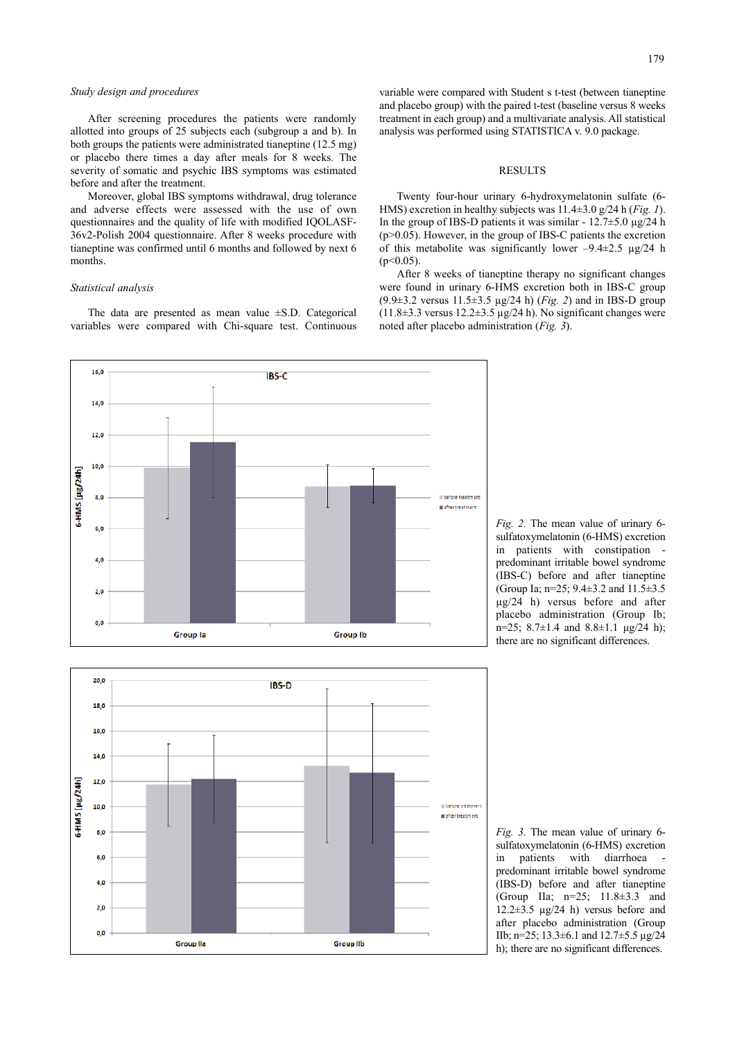*Study design and procedures*

After screening procedures the patients were randomly allotted into groups of 25 subjects each (subgroup a and b). In both groups the patients were administrated tianeptine (12.5 mg) or placebo there times a day after meals for 8 weeks. The severity of somatic and psychic IBS symptoms was estimated before and after the treatment.

Moreover, global IBS symptoms withdrawal, drug tolerance and adverse effects were assessed with the use of own questionnaires and the quality of life with modified IQOLASF-36v2-Polish 2004 questionnaire. After 8 weeks procedure with tianeptine was confirmed until 6 months and followed by next 6 months.

*Statistical analysis*

The data are presented as mean value ±S.D. Categorical variables were compared with Chi-square test. Continuous variable were compared with Student s t-test (between tianeptine and placebo group) with the paired t-test (baseline versus 8 weeks treatment in each group) and a multivariate analysis. All statistical analysis was performed using STATISTICA v. 9.0 package.

## RESULTS

Twenty four-hour urinary 6-hydroxymelatonin sulfate (6-HMS) excretion in healthy subjects was 11.4±3.0 g/24 h (*Fig. 1*). In the group of IBS-D patients it was similar - 12.7±5.0 µg/24 h ($p>0.05$). However, in the group of IBS-C patients the excretion of this metabolite was significantly lower –9.4±2.5 µg/24 h ($p<0.05$).

After 8 weeks of tianeptine therapy no significant changes were found in urinary 6-HMS excretion both in IBS-C group (9.9±3.2 versus 11.5±3.5 µg/24 h) (*Fig. 2*) and in IBS-D group (11.8±3.3 versus 12.2±3.5 µg/24 h). No significant changes were noted after placebo administration (*Fig. 3*).

*Fig. 2.* The mean value of urinary 6-sulfatoxymelatonin (6-HMS) excretion in patients with constipation - predominant irritable bowel syndrome (IBS-C) before and after tianeptine (Group Ia; n=25; 9.4±3.2 and 11.5±3.5 µg/24 h) versus before and after placebo administration (Group Ib; n=25; 8.7±1.4 and 8.8±1.1 µg/24 h); there are no significant differences.

*Fig. 3.* The mean value of urinary 6-sulfatoxymelatonin (6-HMS) excretion in patients with diarrhoea - predominant irritable bowel syndrome (IBS-D) before and after tianeptine (Group IIa; n=25; 11.8±3.3 and 12.2±3.5 µg/24 h) versus before and after placebo administration (Group IIb; n=25; 13.3±6.1 and 12.7±5.5 µg/24 h); there are no significant differences.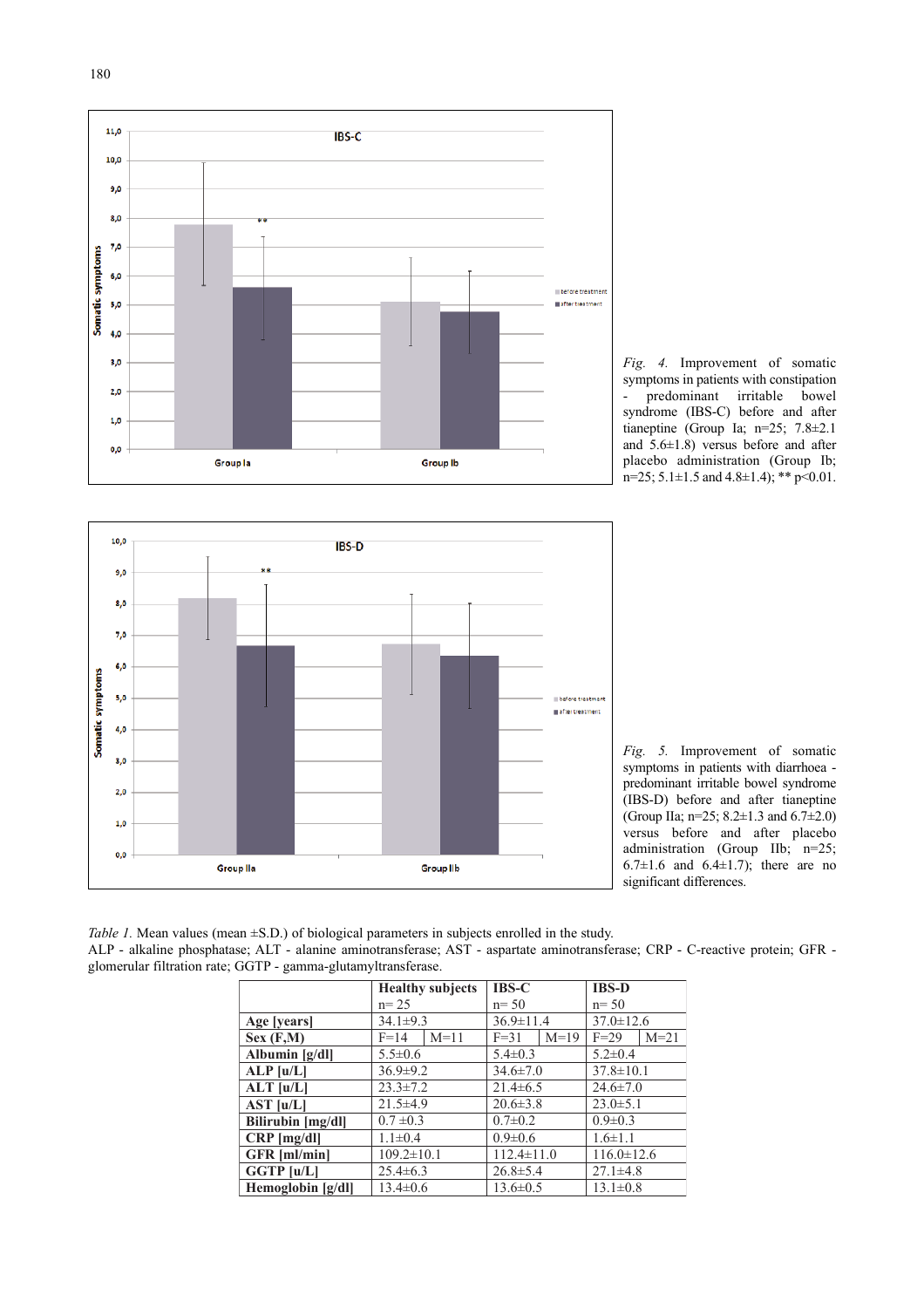*Fig. 4.* Improvement of somatic symptoms in patients with constipation - predominant irritable bowel syndrome (IBS-C) before and after tianeptine (Group Ia; n=25; 7.8±2.1 and 5.6±1.8) versus before and after placebo administration (Group Ib; n=25; 5.1±1.5 and 4.8±1.4); ** p<0.01.

*Fig. 5.* Improvement of somatic symptoms in patients with diarrhoea - predominant irritable bowel syndrome (IBS-D) before and after tianeptine (Group IIa; n=25; 8.2±1.3 and 6.7±2.0) versus before and after placebo administration (Group IIb; n=25; 6.7±1.6 and 6.4±1.7); there are no significant differences.

*Table 1.* Mean values (mean ±S.D.) of biological parameters in subjects enrolled in the study.
ALP - alkaline phosphatase; ALT - alanine aminotransferase; AST - aspartate aminotransferase; CRP - C-reactive protein; GFR - glomerular filtration rate; GGTP - gamma-glutamyltransferase.

| | Healthy subjects | | IBS-C | | IBS-D | |
|---|---|---|---|---|---|---|
| | n= 25 | | n= 50 | | n= 50 | |
| **Age [years]** | 34.1±9.3 | | 36.9±11.4 | | 37.0±12.6 | |
| **Sex (F,M)** | F=14 | M=11 | F=31 | M=19 | F=29 | M=21 |
| **Albumin [g/dl]** | 5.5±0.6 | | 5.4±0.3 | | 5.2±0.4 | |
| **ALP [u/L]** | 36.9±9.2 | | 34.6±7.0 | | 37.8±10.1 | |
| **ALT [u/L]** | 23.3±7.2 | | 21.4±6.5 | | 24.6±7.0 | |
| **AST [u/L]** | 21.5±4.9 | | 20.6±3.8 | | 23.0±5.1 | |
| **Bilirubin [mg/dl]** | 0.7 ±0.3 | | 0.7±0.2 | | 0.9±0.3 | |
| **CRP [mg/dl]** | 1.1±0.4 | | 0.9±0.6 | | 1.6±1.1 | |
| **GFR [ml/min]** | 109.2±10.1 | | 112.4±11.0 | | 116.0±12.6 | |
| **GGTP [u/L]** | 25.4±6.3 | | 26.8±5.4 | | 27.1±4.8 | |
| **Hemoglobin [g/dl]** | 13.4±0.6 | | 13.6±0.5 | | 13.1±0.8 | |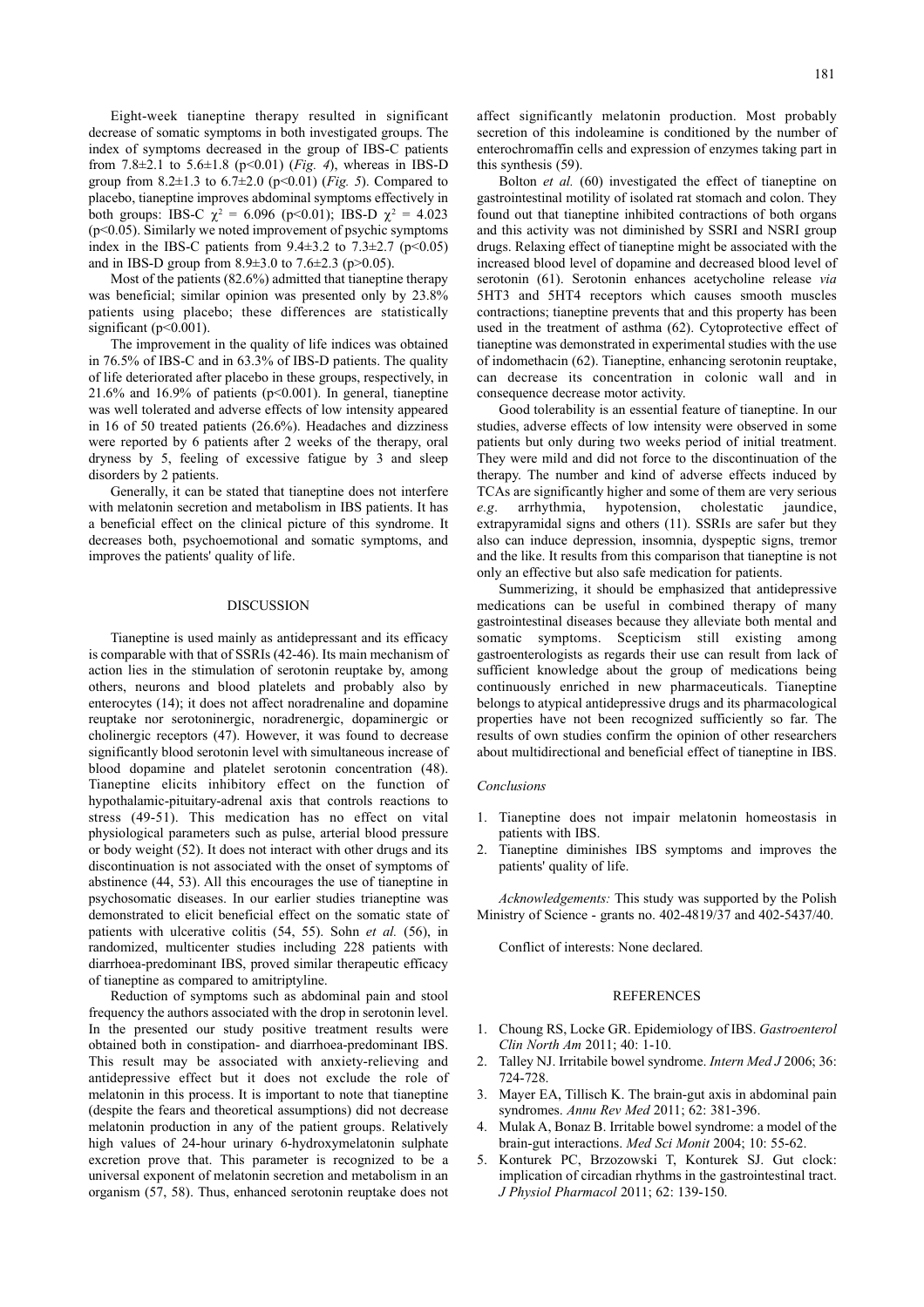Eight-week tianeptine therapy resulted in significant decrease of somatic symptoms in both investigated groups. The index of symptoms decreased in the group of IBS-C patients from 7.8±2.1 to 5.6±1.8 ($p<0.01$) (*Fig. 4*), whereas in IBS-D group from 8.2±1.3 to 6.7±2.0 ($p<0.01$) (*Fig. 5*). Compared to placebo, tianeptine improves abdominal symptoms effectively in both groups: IBS-C $\chi^2$ = 6.096 ($p<0.01$); IBS-D $\chi^2$ = 4.023 ($p<0.05$). Similarly we noted improvement of psychic symptoms index in the IBS-C patients from 9.4±3.2 to 7.3±2.7 ($p<0.05$) and in IBS-D group from 8.9±3.0 to 7.6±2.3 ($p>0.05$).

Most of the patients (82.6%) admitted that tianeptine therapy was beneficial; similar opinion was presented only by 23.8% patients using placebo; these differences are statistically significant ($p<0.001$).

The improvement in the quality of life indices was obtained in 76.5% of IBS-C and in 63.3% of IBS-D patients. The quality of life deteriorated after placebo in these groups, respectively, in 21.6% and 16.9% of patients ($p<0.001$). In general, tianeptine was well tolerated and adverse effects of low intensity appeared in 16 of 50 treated patients (26.6%). Headaches and dizziness were reported by 6 patients after 2 weeks of the therapy, oral dryness by 5, feeling of excessive fatigue by 3 and sleep disorders by 2 patients.

Generally, it can be stated that tianeptine does not interfere with melatonin secretion and metabolism in IBS patients. It has a beneficial effect on the clinical picture of this syndrome. It decreases both, psychoemotional and somatic symptoms, and improves the patients' quality of life.

## DISCUSSION

Tianeptine is used mainly as antidepressant and its efficacy is comparable with that of SSRIs (42-46). Its main mechanism of action lies in the stimulation of serotonin reuptake by, among others, neurons and blood platelets and probably also by enterocytes (14); it does not affect noradrenaline and dopamine reuptake nor serotoninergic, noradrenergic, dopaminergic or cholinergic receptors (47). However, it was found to decrease significantly blood serotonin level with simultaneous increase of blood dopamine and platelet serotonin concentration (48). Tianeptine elicits inhibitory effect on the function of hypothalamic-pituitary-adrenal axis that controls reactions to stress (49-51). This medication has no effect on vital physiological parameters such as pulse, arterial blood pressure or body weight (52). It does not interact with other drugs and its discontinuation is not associated with the onset of symptoms of abstinence (44, 53). All this encourages the use of tianeptine in psychosomatic diseases. In our earlier studies trianeptine was demonstrated to elicit beneficial effect on the somatic state of patients with ulcerative colitis (54, 55). Sohn *et al.* (56), in randomized, multicenter studies including 228 patients with diarrhoea-predominant IBS, proved similar therapeutic efficacy of tianeptine as compared to amitriptyline.

Reduction of symptoms such as abdominal pain and stool frequency the authors associated with the drop in serotonin level. In the presented our study positive treatment results were obtained both in constipation- and diarrhoea-predominant IBS. This result may be associated with anxiety-relieving and antidepressive effect but it does not exclude the role of melatonin in this process. It is important to note that tianeptine (despite the fears and theoretical assumptions) did not decrease melatonin production in any of the patient groups. Relatively high values of 24-hour urinary 6-hydroxymelatonin sulphate excretion prove that. This parameter is recognized to be a universal exponent of melatonin secretion and metabolism in an organism (57, 58). Thus, enhanced serotonin reuptake does not affect significantly melatonin production. Most probably secretion of this indoleamine is conditioned by the number of enterochromaffin cells and expression of enzymes taking part in this synthesis (59).

Bolton *et al.* (60) investigated the effect of tianeptine on gastrointestinal motility of isolated rat stomach and colon. They found out that tianeptine inhibited contractions of both organs and this activity was not diminished by SSRI and NSRI group drugs. Relaxing effect of tianeptine might be associated with the increased blood level of dopamine and decreased blood level of serotonin (61). Serotonin enhances acetycholine release *via* 5HT3 and 5HT4 receptors which causes smooth muscles contractions; tianeptine prevents that and this property has been used in the treatment of asthma (62). Cytoprotective effect of tianeptine was demonstrated in experimental studies with the use of indomethacin (62). Tianeptine, enhancing serotonin reuptake, can decrease its concentration in colonic wall and in consequence decrease motor activity.

Good tolerability is an essential feature of tianeptine. In our studies, adverse effects of low intensity were observed in some patients but only during two weeks period of initial treatment. They were mild and did not force to the discontinuation of the therapy. The number and kind of adverse effects induced by TCAs are significantly higher and some of them are very serious *e.g*. arrhythmia, hypotension, cholestatic jaundice, extrapyramidal signs and others (11). SSRIs are safer but they also can induce depression, insomnia, dyspeptic signs, tremor and the like. It results from this comparison that tianeptine is not only an effective but also safe medication for patients.

Summerizing, it should be emphasized that antidepressive medications can be useful in combined therapy of many gastrointestinal diseases because they alleviate both mental and somatic symptoms. Scepticism still existing among gastroenterologists as regards their use can result from lack of sufficient knowledge about the group of medications being continuously enriched in new pharmaceuticals. Tianeptine belongs to atypical antidepressive drugs and its pharmacological properties have not been recognized sufficiently so far. The results of own studies confirm the opinion of other researchers about multidirectional and beneficial effect of tianeptine in IBS.

### *Conclusions*

1. Tianeptine does not impair melatonin homeostasis in patients with IBS.
2. Tianeptine diminishes IBS symptoms and improves the patients' quality of life.

*Acknowledgements:* This study was supported by the Polish Ministry of Science - grants no. 402-4819/37 and 402-5437/40.

Conflict of interests: None declared.

## REFERENCES

1. Choung RS, Locke GR. Epidemiology of IBS. *Gastroenterol Clin North Am* 2011; 40: 1-10.
2. Talley NJ. Irritabile bowel syndrome. *Intern Med J* 2006; 36: 724-728.
3. Mayer EA, Tillisch K. The brain-gut axis in abdominal pain syndromes. *Annu Rev Med* 2011; 62: 381-396.
4. Mulak A, Bonaz B. Irritable bowel syndrome: a model of the brain-gut interactions. *Med Sci Monit* 2004; 10: 55-62.
5. Konturek PC, Brzozowski T, Konturek SJ. Gut clock: implication of circadian rhythms in the gastrointestinal tract. *J Physiol Pharmacol* 2011; 62: 139-150.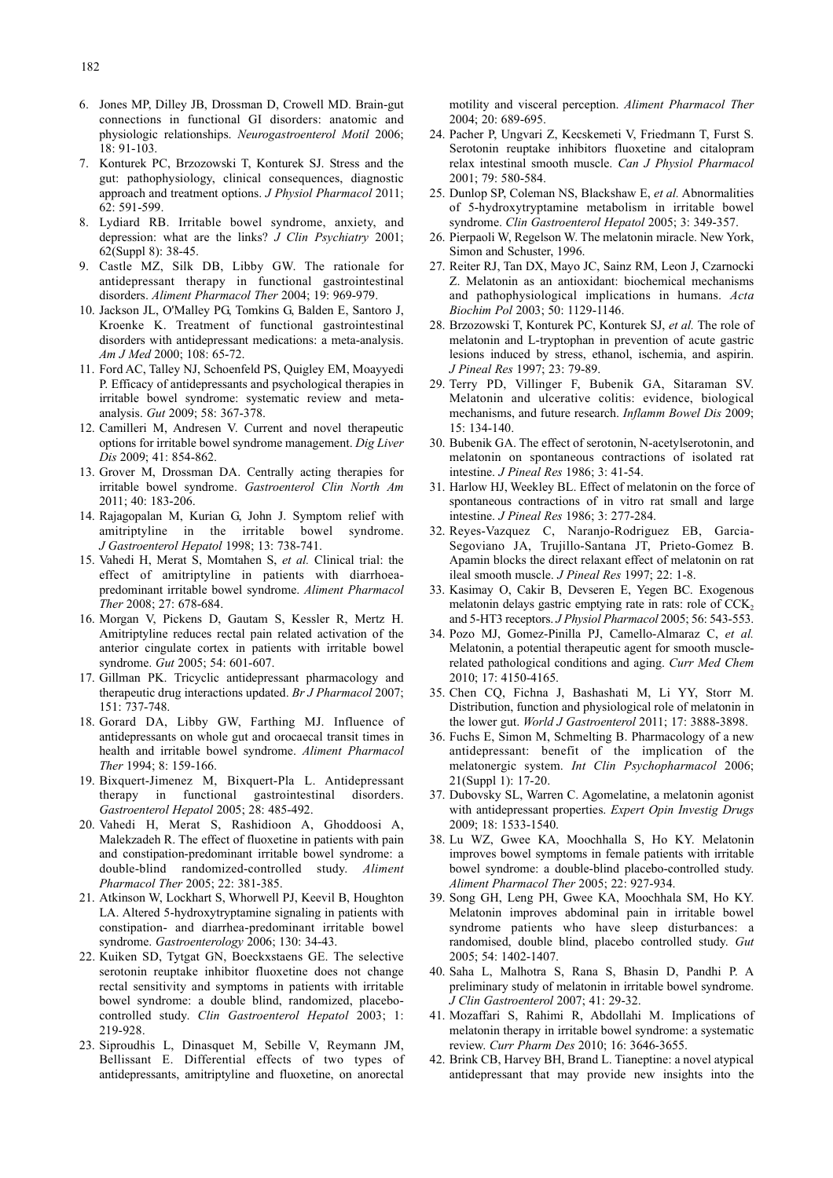6. Jones MP, Dilley JB, Drossman D, Crowell MD. Brain-gut connections in functional GI disorders: anatomic and physiologic relationships. *Neurogastroenterol Motil* 2006; 18: 91-103.
7. Konturek PC, Brzozowski T, Konturek SJ. Stress and the gut: pathophysiology, clinical consequences, diagnostic approach and treatment options. *J Physiol Pharmacol* 2011; 62: 591-599.
8. Lydiard RB. Irritable bowel syndrome, anxiety, and depression: what are the links? *J Clin Psychiatry* 2001; 62(Suppl 8): 38-45.
9. Castle MZ, Silk DB, Libby GW. The rationale for antidepressant therapy in functional gastrointestinal disorders. *Aliment Pharmacol Ther* 2004; 19: 969-979.
10. Jackson JL, O'Malley PG, Tomkins G, Balden E, Santoro J, Kroenke K. Treatment of functional gastrointestinal disorders with antidepressant medications: a meta-analysis. *Am J Med* 2000; 108: 65-72.
11. Ford AC, Talley NJ, Schoenfeld PS, Quigley EM, Moayyedi P. Efficacy of antidepressants and psychological therapies in irritable bowel syndrome: systematic review and meta-analysis. *Gut* 2009; 58: 367-378.
12. Camilleri M, Andresen V. Current and novel therapeutic options for irritable bowel syndrome management. *Dig Liver Dis* 2009; 41: 854-862.
13. Grover M, Drossman DA. Centrally acting therapies for irritable bowel syndrome. *Gastroenterol Clin North Am* 2011; 40: 183-206.
14. Rajagopalan M, Kurian G, John J. Symptom relief with amitriptyline in the irritable bowel syndrome. *J Gastroenterol Hepatol* 1998; 13: 738-741.
15. Vahedi H, Merat S, Momtahen S, *et al.* Clinical trial: the effect of amitriptyline in patients with diarrhoea-predominant irritable bowel syndrome. *Aliment Pharmacol Ther* 2008; 27: 678-684.
16. Morgan V, Pickens D, Gautam S, Kessler R, Mertz H. Amitriptyline reduces rectal pain related activation of the anterior cingulate cortex in patients with irritable bowel syndrome. *Gut* 2005; 54: 601-607.
17. Gillman PK. Tricyclic antidepressant pharmacology and therapeutic drug interactions updated. *Br J Pharmacol* 2007; 151: 737-748.
18. Gorard DA, Libby GW, Farthing MJ. Influence of antidepressants on whole gut and orocaecal transit times in health and irritable bowel syndrome. *Aliment Pharmacol Ther* 1994; 8: 159-166.
19. Bixquert-Jimenez M, Bixquert-Pla L. Antidepressant therapy in functional gastrointestinal disorders. *Gastroenterol Hepatol* 2005; 28: 485-492.
20. Vahedi H, Merat S, Rashidioon A, Ghoddoosi A, Malekzadeh R. The effect of fluoxetine in patients with pain and constipation-predominant irritable bowel syndrome: a double-blind randomized-controlled study. *Aliment Pharmacol Ther* 2005; 22: 381-385.
21. Atkinson W, Lockhart S, Whorwell PJ, Keevil B, Houghton LA. Altered 5-hydroxytryptamine signaling in patients with constipation- and diarrhea-predominant irritable bowel syndrome. *Gastroenterology* 2006; 130: 34-43.
22. Kuiken SD, Tytgat GN, Boeckxstaens GE. The selective serotonin reuptake inhibitor fluoxetine does not change rectal sensitivity and symptoms in patients with irritable bowel syndrome: a double blind, randomized, placebo-controlled study. *Clin Gastroenterol Hepatol* 2003; 1: 219-928.
23. Siproudhis L, Dinasquet M, Sebille V, Reymann JM, Bellissant E. Differential effects of two types of antidepressants, amitriptyline and fluoxetine, on anorectal motility and visceral perception. *Aliment Pharmacol Ther* 2004; 20: 689-695.
24. Pacher P, Ungvari Z, Kecskemeti V, Friedmann T, Furst S. Serotonin reuptake inhibitors fluoxetine and citalopram relax intestinal smooth muscle. *Can J Physiol Pharmacol* 2001; 79: 580-584.
25. Dunlop SP, Coleman NS, Blackshaw E, *et al.* Abnormalities of 5-hydroxytryptamine metabolism in irritable bowel syndrome. *Clin Gastroenterol Hepatol* 2005; 3: 349-357.
26. Pierpaoli W, Regelson W. The melatonin miracle. New York, Simon and Schuster, 1996.
27. Reiter RJ, Tan DX, Mayo JC, Sainz RM, Leon J, Czarnocki Z. Melatonin as an antioxidant: biochemical mechanisms and pathophysiological implications in humans. *Acta Biochim Pol* 2003; 50: 1129-1146.
28. Brzozowski T, Konturek PC, Konturek SJ, *et al.* The role of melatonin and L-tryptophan in prevention of acute gastric lesions induced by stress, ethanol, ischemia, and aspirin. *J Pineal Res* 1997; 23: 79-89.
29. Terry PD, Villinger F, Bubenik GA, Sitaraman SV. Melatonin and ulcerative colitis: evidence, biological mechanisms, and future research. *Inflamm Bowel Dis* 2009; 15: 134-140.
30. Bubenik GA. The effect of serotonin, N-acetylserotonin, and melatonin on spontaneous contractions of isolated rat intestine. *J Pineal Res* 1986; 3: 41-54.
31. Harlow HJ, Weekley BL. Effect of melatonin on the force of spontaneous contractions of in vitro rat small and large intestine. *J Pineal Res* 1986; 3: 277-284.
32. Reyes-Vazquez C, Naranjo-Rodriguez EB, Garcia-Segoviano JA, Trujillo-Santana JT, Prieto-Gomez B. Apamin blocks the direct relaxant effect of melatonin on rat ileal smooth muscle. *J Pineal Res* 1997; 22: 1-8.
33. Kasimay O, Cakir B, Devseren E, Yegen BC. Exogenous melatonin delays gastric emptying rate in rats: role of $CCK_2$ and 5-HT3 receptors. *J Physiol Pharmacol* 2005; 56: 543-553.
34. Pozo MJ, Gomez-Pinilla PJ, Camello-Almaraz C, *et al.* Melatonin, a potential therapeutic agent for smooth muscle-related pathological conditions and aging. *Curr Med Chem* 2010; 17: 4150-4165.
35. Chen CQ, Fichna J, Bashashati M, Li YY, Storr M. Distribution, function and physiological role of melatonin in the lower gut. *World J Gastroenterol* 2011; 17: 3888-3898.
36. Fuchs E, Simon M, Schmelting B. Pharmacology of a new antidepressant: benefit of the implication of the melatonergic system. *Int Clin Psychopharmacol* 2006; 21(Suppl 1): 17-20.
37. Dubovsky SL, Warren C. Agomelatine, a melatonin agonist with antidepressant properties. *Expert Opin Investig Drugs* 2009; 18: 1533-1540.
38. Lu WZ, Gwee KA, Moochhalla S, Ho KY. Melatonin improves bowel symptoms in female patients with irritable bowel syndrome: a double-blind placebo-controlled study. *Aliment Pharmacol Ther* 2005; 22: 927-934.
39. Song GH, Leng PH, Gwee KA, Moochhala SM, Ho KY. Melatonin improves abdominal pain in irritable bowel syndrome patients who have sleep disturbances: a randomised, double blind, placebo controlled study. *Gut* 2005; 54: 1402-1407.
40. Saha L, Malhotra S, Rana S, Bhasin D, Pandhi P. A preliminary study of melatonin in irritable bowel syndrome. *J Clin Gastroenterol* 2007; 41: 29-32.
41. Mozaffari S, Rahimi R, Abdollahi M. Implications of melatonin therapy in irritable bowel syndrome: a systematic review. *Curr Pharm Des* 2010; 16: 3646-3655.
42. Brink CB, Harvey BH, Brand L. Tianeptine: a novel atypical antidepressant that may provide new insights into the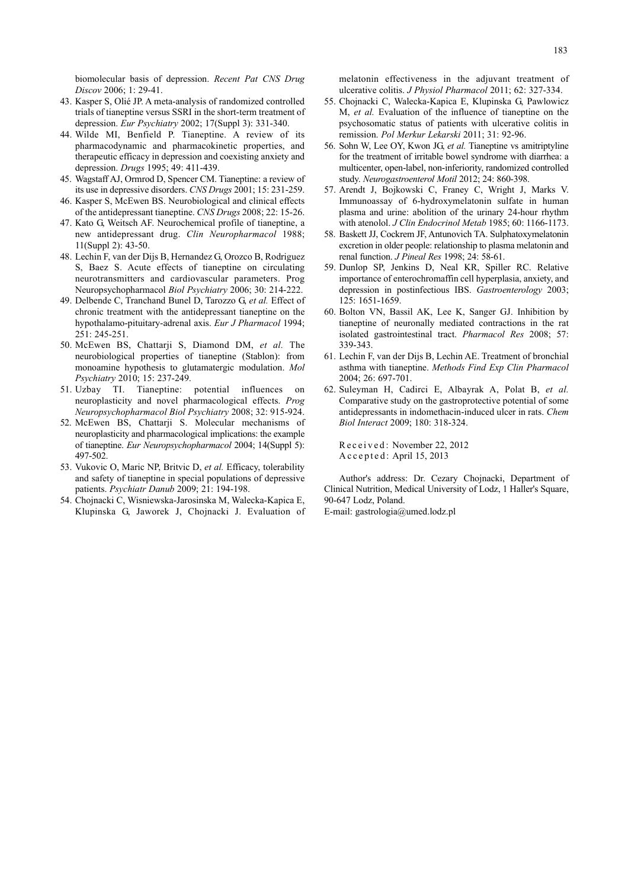biomolecular basis of depression. *Recent Pat CNS Drug Discov* 2006; 1: 29-41.

43. Kasper S, Olié JP. A meta-analysis of randomized controlled trials of tianeptine versus SSRI in the short-term treatment of depression. *Eur Psychiatry* 2002; 17(Suppl 3): 331-340.
44. Wilde MI, Benfield P. Tianeptine. A review of its pharmacodynamic and pharmacokinetic properties, and therapeutic efficacy in depression and coexisting anxiety and depression. *Drugs* 1995; 49: 411-439.
45. Wagstaff AJ, Ormrod D, Spencer CM. Tianeptine: a review of its use in depressive disorders. *CNS Drugs* 2001; 15: 231-259.
46. Kasper S, McEwen BS. Neurobiological and clinical effects of the antidepressant tianeptine. *CNS Drugs* 2008; 22: 15-26.
47. Kato G, Weitsch AF. Neurochemical profile of tianeptine, a new antidepressant drug. *Clin Neuropharmacol* 1988; 11(Suppl 2): 43-50.
48. Lechin F, van der Dijs B, Hernandez G, Orozco B, Rodriguez S, Baez S. Acute effects of tianeptine on circulating neurotransmitters and cardiovascular parameters. Prog Neuropsychopharmacol *Biol Psychiatry* 2006; 30: 214-222.
49. Delbende C, Tranchand Bunel D, Tarozzo G, *et al.* Effect of chronic treatment with the antidepressant tianeptine on the hypothalamo-pituitary-adrenal axis. *Eur J Pharmacol* 1994; 251: 245-251.
50. McEwen BS, Chattarji S, Diamond DM, *et al.* The neurobiological properties of tianeptine (Stablon): from monoamine hypothesis to glutamatergic modulation. *Mol Psychiatry* 2010; 15: 237-249.
51. Uzbay TI. Tianeptine: potential influences on neuroplasticity and novel pharmacological effects. *Prog Neuropsychopharmacol Biol Psychiatry* 2008; 32: 915-924.
52. McEwen BS, Chattarji S. Molecular mechanisms of neuroplasticity and pharmacological implications: the example of tianeptine. *Eur Neuropsychopharmacol* 2004; 14(Suppl 5): 497-502.
53. Vukovic O, Maric NP, Britvic D, *et al.* Efficacy, tolerability and safety of tianeptine in special populations of depressive patients. *Psychiatr Danub* 2009; 21: 194-198.
54. Chojnacki C, Wisniewska-Jarosinska M, Walecka-Kapica E, Klupinska G, Jaworek J, Chojnacki J. Evaluation of melatonin effectiveness in the adjuvant treatment of ulcerative colitis. *J Physiol Pharmacol* 2011; 62: 327-334.
55. Chojnacki C, Walecka-Kapica E, Klupinska G, Pawlowicz M, *et al.* Evaluation of the influence of tianeptine on the psychosomatic status of patients with ulcerative colitis in remission. *Pol Merkur Lekarski* 2011; 31: 92-96.
56. Sohn W, Lee OY, Kwon JG, *et al.* Tianeptine vs amitriptyline for the treatment of irritable bowel syndrome with diarrhea: a multicenter, open-label, non-inferiority, randomized controlled study. *Neurogastroenterol Motil* 2012; 24: 860-398.
57. Arendt J, Bojkowski C, Franey C, Wright J, Marks V. Immunoassay of 6-hydroxymelatonin sulfate in human plasma and urine: abolition of the urinary 24-hour rhythm with atenolol. *J Clin Endocrinol Metab* 1985; 60: 1166-1173.
58. Baskett JJ, Cockrem JF, Antunovich TA. Sulphatoxymelatonin excretion in older people: relationship to plasma melatonin and renal function. *J Pineal Res* 1998; 24: 58-61.
59. Dunlop SP, Jenkins D, Neal KR, Spiller RC. Relative importance of enterochromaffin cell hyperplasia, anxiety, and depression in postinfectious IBS. *Gastroenterology* 2003; 125: 1651-1659.
60. Bolton VN, Bassil AK, Lee K, Sanger GJ. Inhibition by tianeptine of neuronally mediated contractions in the rat isolated gastrointestinal tract. *Pharmacol Res* 2008; 57: 339-343.
61. Lechin F, van der Dijs B, Lechin AE. Treatment of bronchial asthma with tianeptine. *Methods Find Exp Clin Pharmacol* 2004; 26: 697-701.
62. Suleyman H, Cadirci E, Albayrak A, Polat B, *et al.* Comparative study on the gastroprotective potential of some antidepressants in indomethacin-induced ulcer in rats. *Chem Biol Interact* 2009; 180: 318-324.

Received: November 22, 2012
Accepted: April 15, 2013

Author's address: Dr. Cezary Chojnacki, Department of Clinical Nutrition, Medical University of Lodz, 1 Haller's Square, 90-647 Lodz, Poland.
E-mail: gastrologia@umed.lodz.pl